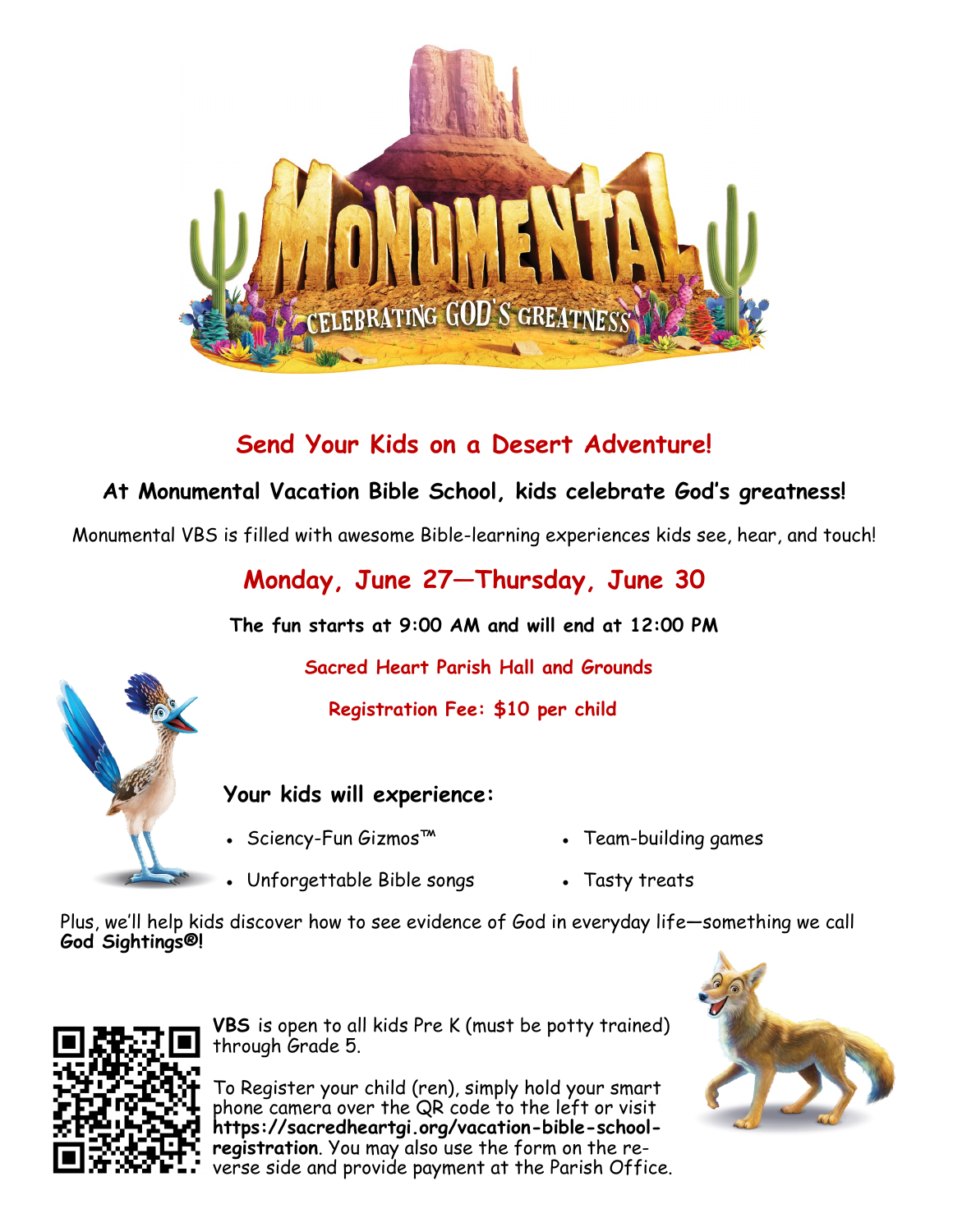# MONUMENTAL

CELEBRATING GOD'S GREATNESS

## Send Your Kids on a Desert Adventure!

**At Monumental Vacation Bible School, kids celebrate God's greatness!**

Monumental VBS is filled with awesome Bible-learning experiences kids see, hear, and touch!

## Monday, June 27—Thursday, June 30

**The fun starts at 9:00 AM and will end at 12:00 PM**

**Sacred Heart Parish Hall and Grounds**

**Registration Fee: $10 per child**

### Your kids will experience:

- Sciency-Fun Gizmos™
- Unforgettable Bible songs
- Team-building games
- Tasty treats

Plus, we'll help kids discover how to see evidence of God in everyday life—something we call **God Sightings®!**

**VBS** is open to all kids Pre K (must be potty trained) through Grade 5.

To Register your child (ren), simply hold your smart phone camera over the QR code to the left or visit **https://sacredheartgi.org/vacation-bible-school-registration**. You may also use the form on the reverse side and provide payment at the Parish Office.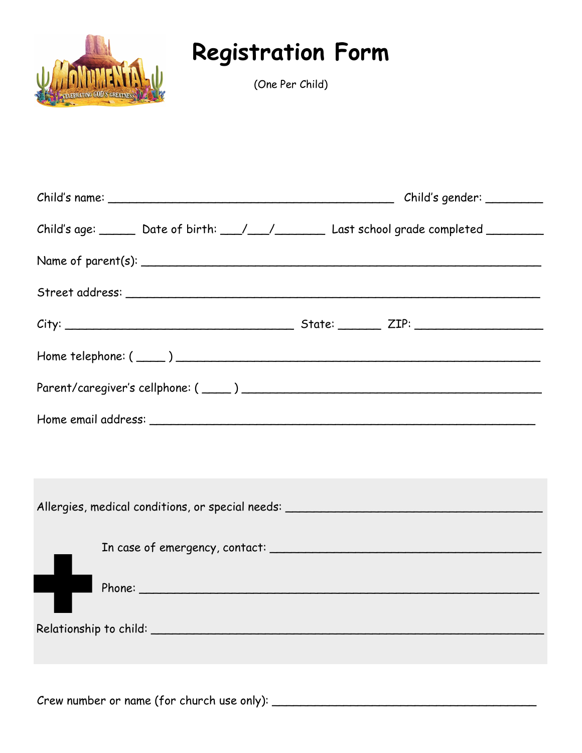# Registration Form

(One Per Child)

Child's name: ________________________________________ Child's gender: ________

Child's age: _____ Date of birth: ___/___/_______ Last school grade completed ________

Name of parent(s): ________________________________________________________

Street address: __________________________________________________________

City: _________________________________ State: ______ ZIP: _________________

Home telephone: ( ____ ) ____________________________________________________

Parent/caregiver's cellphone: ( ____ ) ___________________________________________

Home email address: _______________________________________________________

Allergies, medical conditions, or special needs: ____________________________________

In case of emergency, contact: _______________________________________

Phone: _________________________________________________________

Relationship to child: ______________________________________________________

Crew number or name (for church use only): _____________________________________